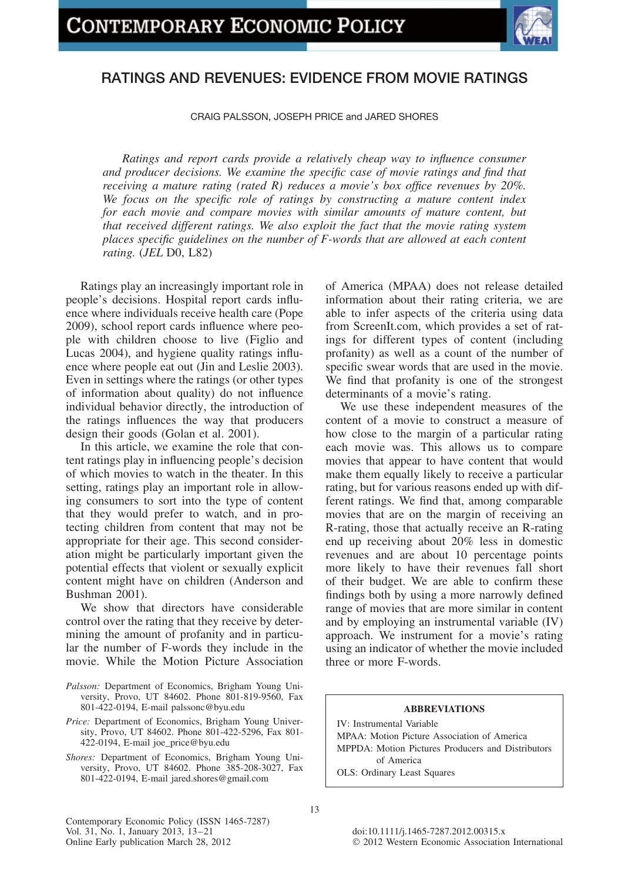# RATINGS AND REVENUES: EVIDENCE FROM MOVIE RATINGS

CRAIG PALSSON, JOSEPH PRICE and JARED SHORES

*Ratings and report cards provide a relatively cheap way to influence consumer and producer decisions. We examine the specific case of movie ratings and find that receiving a mature rating (rated R) reduces a movie's box office revenues by 20%. We focus on the specific role of ratings by constructing a mature content index for each movie and compare movies with similar amounts of mature content, but that received different ratings. We also exploit the fact that the movie rating system places specific guidelines on the number of F-words that are allowed at each content rating.* (*JEL* D0, L82)

Ratings play an increasingly important role in people's decisions. Hospital report cards influence where individuals receive health care (Pope 2009), school report cards influence where people with children choose to live (Figlio and Lucas 2004), and hygiene quality ratings influence where people eat out (Jin and Leslie 2003). Even in settings where the ratings (or other types of information about quality) do not influence individual behavior directly, the introduction of the ratings influences the way that producers design their goods (Golan et al. 2001).

In this article, we examine the role that content ratings play in influencing people's decision of which movies to watch in the theater. In this setting, ratings play an important role in allowing consumers to sort into the type of content that they would prefer to watch, and in protecting children from content that may not be appropriate for their age. This second consideration might be particularly important given the potential effects that violent or sexually explicit content might have on children (Anderson and Bushman 2001).

We show that directors have considerable control over the rating that they receive by determining the amount of profanity and in particular the number of F-words they include in the movie. While the Motion Picture Association of America (MPAA) does not release detailed information about their rating criteria, we are able to infer aspects of the criteria using data from ScreenIt.com, which provides a set of ratings for different types of content (including profanity) as well as a count of the number of specific swear words that are used in the movie. We find that profanity is one of the strongest determinants of a movie's rating.

We use these independent measures of the content of a movie to construct a measure of how close to the margin of a particular rating each movie was. This allows us to compare movies that appear to have content that would make them equally likely to receive a particular rating, but for various reasons ended up with different ratings. We find that, among comparable movies that are on the margin of receiving an R-rating, those that actually receive an R-rating end up receiving about 20% less in domestic revenues and are about 10 percentage points more likely to have their revenues fall short of their budget. We are able to confirm these findings both by using a more narrowly defined range of movies that are more similar in content and by employing an instrumental variable (IV) approach. We instrument for a movie's rating using an indicator of whether the movie included three or more F-words.

*Palsson:* Department of Economics, Brigham Young University, Provo, UT 84602. Phone 801-819-9560, Fax 801-422-0194, E-mail palssonc@byu.edu

*Price:* Department of Economics, Brigham Young University, Provo, UT 84602. Phone 801-422-5296, Fax 801-422-0194, E-mail joe_price@byu.edu

*Shores:* Department of Economics, Brigham Young University, Provo, UT 84602. Phone 385-208-3027, Fax 801-422-0194, E-mail jared.shores@gmail.com

**ABBREVIATIONS**

IV: Instrumental Variable
MPAA: Motion Picture Association of America
MPPDA: Motion Pictures Producers and Distributors of America
OLS: Ordinary Least Squares

Contemporary Economic Policy (ISSN 1465-7287)
Vol. 31, No. 1, January 2013, 13–21
Online Early publication March 28, 2012

doi:10.1111/j.1465-7287.2012.00315.x
© 2012 Western Economic Association International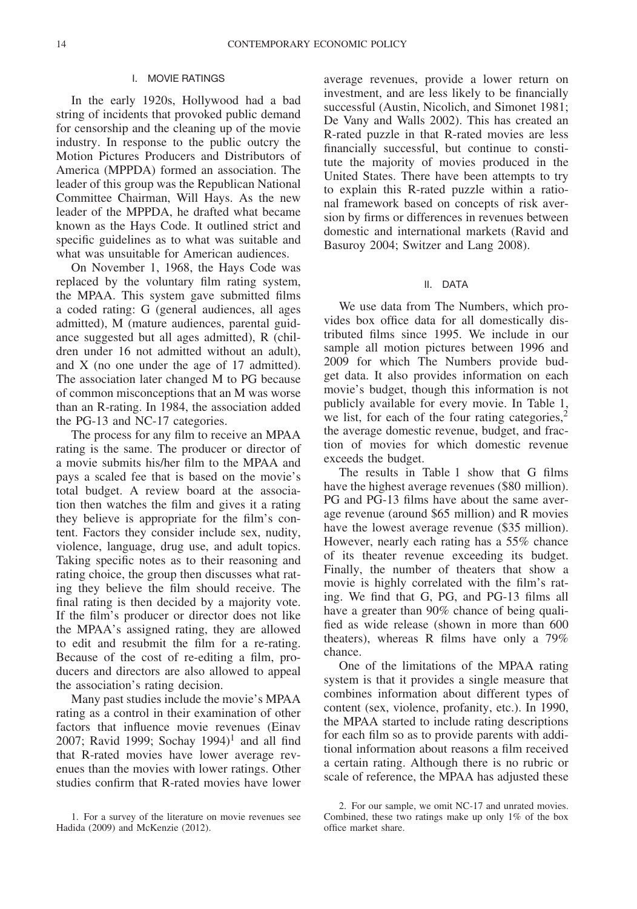## I. MOVIE RATINGS

In the early 1920s, Hollywood had a bad string of incidents that provoked public demand for censorship and the cleaning up of the movie industry. In response to the public outcry the Motion Pictures Producers and Distributors of America (MPPDA) formed an association. The leader of this group was the Republican National Committee Chairman, Will Hays. As the new leader of the MPPDA, he drafted what became known as the Hays Code. It outlined strict and specific guidelines as to what was suitable and what was unsuitable for American audiences.

On November 1, 1968, the Hays Code was replaced by the voluntary film rating system, the MPAA. This system gave submitted films a coded rating: G (general audiences, all ages admitted), M (mature audiences, parental guidance suggested but all ages admitted), R (children under 16 not admitted without an adult), and X (no one under the age of 17 admitted). The association later changed M to PG because of common misconceptions that an M was worse than an R-rating. In 1984, the association added the PG-13 and NC-17 categories.

The process for any film to receive an MPAA rating is the same. The producer or director of a movie submits his/her film to the MPAA and pays a scaled fee that is based on the movie's total budget. A review board at the association then watches the film and gives it a rating they believe is appropriate for the film's content. Factors they consider include sex, nudity, violence, language, drug use, and adult topics. Taking specific notes as to their reasoning and rating choice, the group then discusses what rating they believe the film should receive. The final rating is then decided by a majority vote. If the film's producer or director does not like the MPAA's assigned rating, they are allowed to edit and resubmit the film for a re-rating. Because of the cost of re-editing a film, producers and directors are also allowed to appeal the association's rating decision.

Many past studies include the movie's MPAA rating as a control in their examination of other factors that influence movie revenues (Einav 2007; Ravid 1999; Sochay 1994)[1] and all find that R-rated movies have lower average revenues than the movies with lower ratings. Other studies confirm that R-rated movies have lower average revenues, provide a lower return on investment, and are less likely to be financially successful (Austin, Nicolich, and Simonet 1981; De Vany and Walls 2002). This has created an R-rated puzzle in that R-rated movies are less financially successful, but continue to constitute the majority of movies produced in the United States. There have been attempts to try to explain this R-rated puzzle within a rational framework based on concepts of risk aversion by firms or differences in revenues between domestic and international markets (Ravid and Basuroy 2004; Switzer and Lang 2008).

## II. DATA

We use data from The Numbers, which provides box office data for all domestically distributed films since 1995. We include in our sample all motion pictures between 1996 and 2009 for which The Numbers provide budget data. It also provides information on each movie's budget, though this information is not publicly available for every movie. In Table 1, we list, for each of the four rating categories,[2] the average domestic revenue, budget, and fraction of movies for which domestic revenue exceeds the budget.

The results in Table 1 show that G films have the highest average revenues (\$80 million). PG and PG-13 films have about the same average revenue (around \$65 million) and R movies have the lowest average revenue (\$35 million). However, nearly each rating has a 55% chance of its theater revenue exceeding its budget. Finally, the number of theaters that show a movie is highly correlated with the film's rating. We find that G, PG, and PG-13 films all have a greater than 90% chance of being qualified as wide release (shown in more than 600 theaters), whereas R films have only a 79% chance.

One of the limitations of the MPAA rating system is that it provides a single measure that combines information about different types of content (sex, violence, profanity, etc.). In 1990, the MPAA started to include rating descriptions for each film so as to provide parents with additional information about reasons a film received a certain rating. Although there is no rubric or scale of reference, the MPAA has adjusted these

1. For a survey of the literature on movie revenues see Hadida (2009) and McKenzie (2012).

2. For our sample, we omit NC-17 and unrated movies. Combined, these two ratings make up only 1% of the box office market share.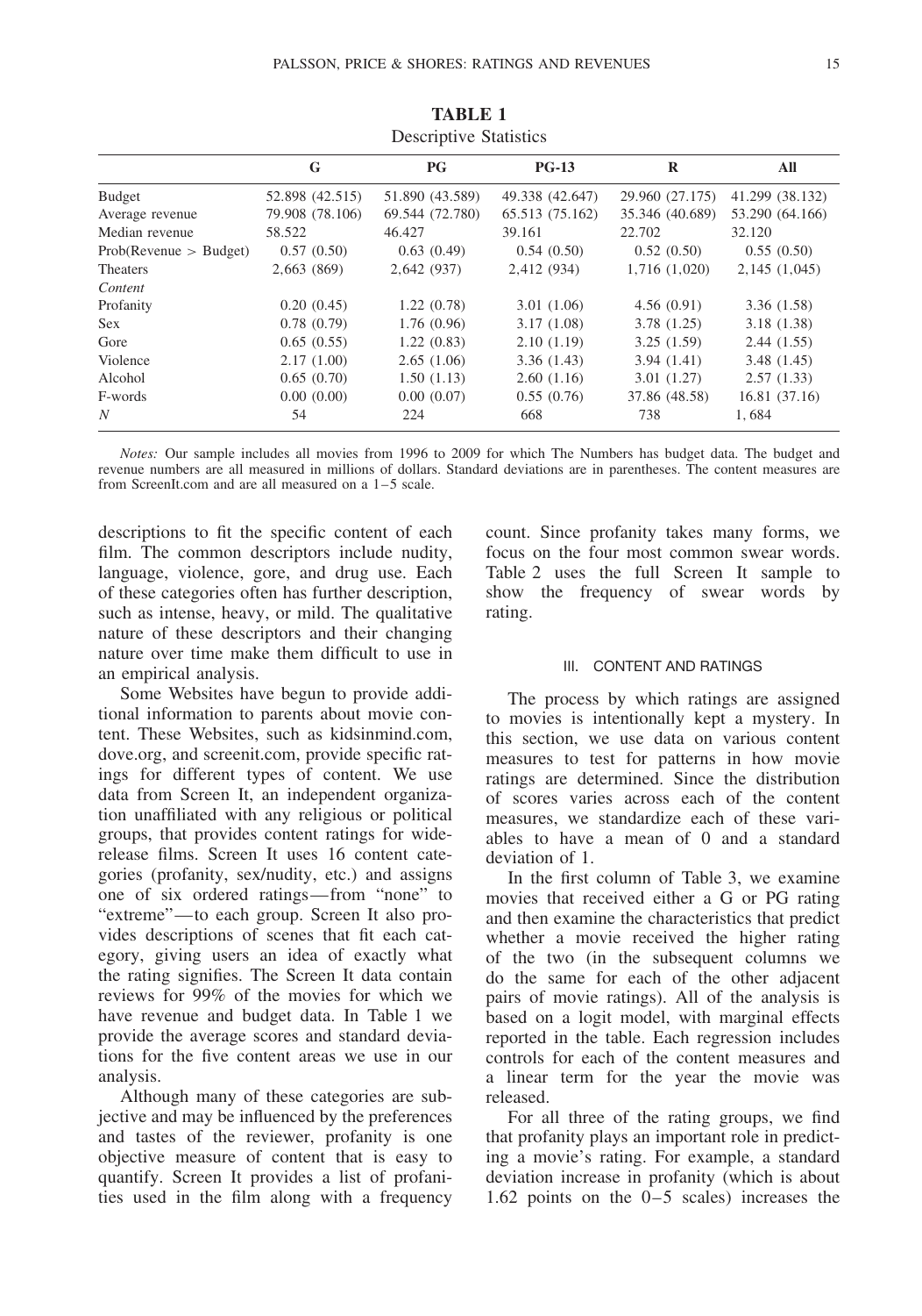**TABLE 1**
Descriptive Statistics

| | G | PG | PG-13 | R | All |
|---|---|---|---|---|---|
| Budget | 52.898 (42.515) | 51.890 (43.589) | 49.338 (42.647) | 29.960 (27.175) | 41.299 (38.132) |
| Average revenue | 79.908 (78.106) | 69.544 (72.780) | 65.513 (75.162) | 35.346 (40.689) | 53.290 (64.166) |
| Median revenue | 58.522 | 46.427 | 39.161 | 22.702 | 32.120 |
| Prob(Revenue > Budget) | 0.57 (0.50) | 0.63 (0.49) | 0.54 (0.50) | 0.52 (0.50) | 0.55 (0.50) |
| Theaters | 2,663 (869) | 2,642 (937) | 2,412 (934) | 1,716 (1,020) | 2,145 (1,045) |
| *Content* | | | | | |
| Profanity | 0.20 (0.45) | 1.22 (0.78) | 3.01 (1.06) | 4.56 (0.91) | 3.36 (1.58) |
| Sex | 0.78 (0.79) | 1.76 (0.96) | 3.17 (1.08) | 3.78 (1.25) | 3.18 (1.38) |
| Gore | 0.65 (0.55) | 1.22 (0.83) | 2.10 (1.19) | 3.25 (1.59) | 2.44 (1.55) |
| Violence | 2.17 (1.00) | 2.65 (1.06) | 3.36 (1.43) | 3.94 (1.41) | 3.48 (1.45) |
| Alcohol | 0.65 (0.70) | 1.50 (1.13) | 2.60 (1.16) | 3.01 (1.27) | 2.57 (1.33) |
| F-words | 0.00 (0.00) | 0.00 (0.07) | 0.55 (0.76) | 37.86 (48.58) | 16.81 (37.16) |
| *N* | 54 | 224 | 668 | 738 | 1, 684 |

*Notes:* Our sample includes all movies from 1996 to 2009 for which The Numbers has budget data. The budget and revenue numbers are all measured in millions of dollars. Standard deviations are in parentheses. The content measures are from ScreenIt.com and are all measured on a 1–5 scale.

descriptions to fit the specific content of each film. The common descriptors include nudity, language, violence, gore, and drug use. Each of these categories often has further description, such as intense, heavy, or mild. The qualitative nature of these descriptors and their changing nature over time make them difficult to use in an empirical analysis.

Some Websites have begun to provide additional information to parents about movie content. These Websites, such as kidsinmind.com, dove.org, and screenit.com, provide specific ratings for different types of content. We use data from Screen It, an independent organization unaffiliated with any religious or political groups, that provides content ratings for wide-release films. Screen It uses 16 content categories (profanity, sex/nudity, etc.) and assigns one of six ordered ratings—from "none" to "extreme"—to each group. Screen It also provides descriptions of scenes that fit each category, giving users an idea of exactly what the rating signifies. The Screen It data contain reviews for 99% of the movies for which we have revenue and budget data. In Table 1 we provide the average scores and standard deviations for the five content areas we use in our analysis.

Although many of these categories are subjective and may be influenced by the preferences and tastes of the reviewer, profanity is one objective measure of content that is easy to quantify. Screen It provides a list of profanities used in the film along with a frequency count. Since profanity takes many forms, we focus on the four most common swear words. Table 2 uses the full Screen It sample to show the frequency of swear words by rating.

## III. CONTENT AND RATINGS

The process by which ratings are assigned to movies is intentionally kept a mystery. In this section, we use data on various content measures to test for patterns in how movie ratings are determined. Since the distribution of scores varies across each of the content measures, we standardize each of these variables to have a mean of 0 and a standard deviation of 1.

In the first column of Table 3, we examine movies that received either a G or PG rating and then examine the characteristics that predict whether a movie received the higher rating of the two (in the subsequent columns we do the same for each of the other adjacent pairs of movie ratings). All of the analysis is based on a logit model, with marginal effects reported in the table. Each regression includes controls for each of the content measures and a linear term for the year the movie was released.

For all three of the rating groups, we find that profanity plays an important role in predicting a movie's rating. For example, a standard deviation increase in profanity (which is about 1.62 points on the 0–5 scales) increases the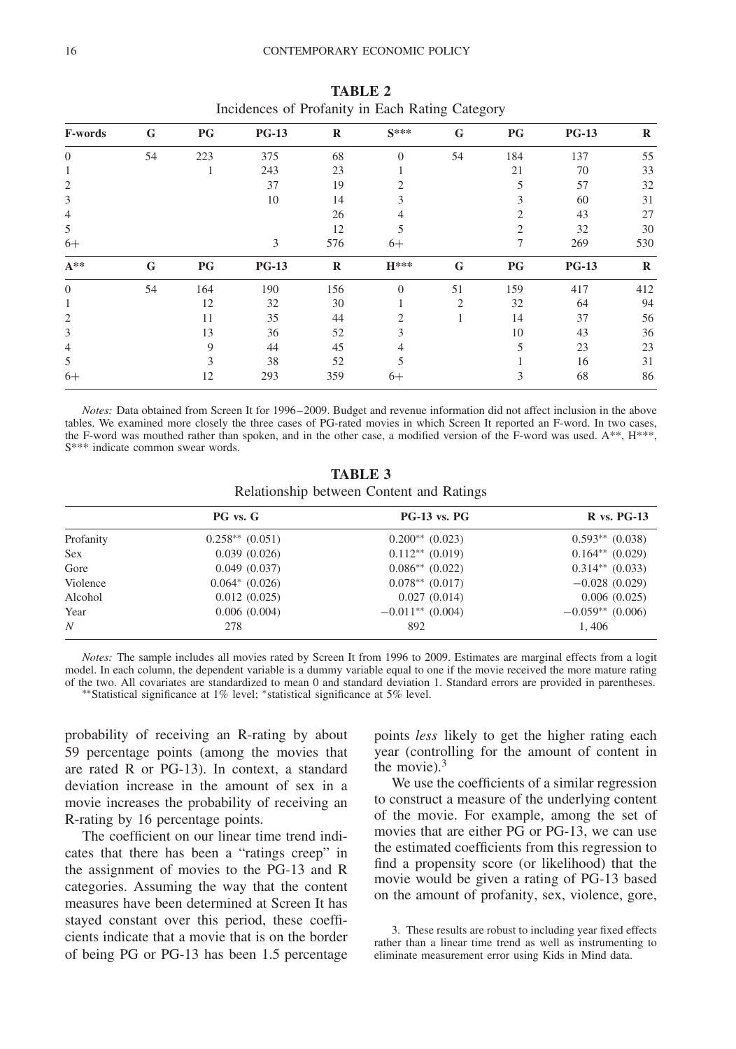**TABLE 2**
Incidences of Profanity in Each Rating Category

| F-words | G | PG | PG-13 | R | S*** | G | PG | PG-13 | R |
|---|---|---|---|---|---|---|---|---|---|
| 0 | 54 | 223 | 375 | 68 | 0 | 54 | 184 | 137 | 55 |
| 1 | | 1 | 243 | 23 | 1 | | 21 | 70 | 33 |
| 2 | | | 37 | 19 | 2 | | 5 | 57 | 32 |
| 3 | | | 10 | 14 | 3 | | 3 | 60 | 31 |
| 4 | | | | 26 | 4 | | 2 | 43 | 27 |
| 5 | | | | 12 | 5 | | 2 | 32 | 30 |
| 6+ | | | 3 | 576 | 6+ | | 7 | 269 | 530 |
| **A**** | **G** | **PG** | **PG-13** | **R** | **H***** | **G** | **PG** | **PG-13** | **R** |
| 0 | 54 | 164 | 190 | 156 | 0 | 51 | 159 | 417 | 412 |
| 1 | | 12 | 32 | 30 | 1 | 2 | 32 | 64 | 94 |
| 2 | | 11 | 35 | 44 | 2 | 1 | 14 | 37 | 56 |
| 3 | | 13 | 36 | 52 | 3 | | 10 | 43 | 36 |
| 4 | | 9 | 44 | 45 | 4 | | 5 | 23 | 23 |
| 5 | | 3 | 38 | 52 | 5 | | 1 | 16 | 31 |
| 6+ | | 12 | 293 | 359 | 6+ | | 3 | 68 | 86 |

*Notes:* Data obtained from Screen It for 1996–2009. Budget and revenue information did not affect inclusion in the above tables. We examined more closely the three cases of PG-rated movies in which Screen It reported an F-word. In two cases, the F-word was mouthed rather than spoken, and in the other case, a modified version of the F-word was used. A**, H***, S*** indicate common swear words.

**TABLE 3**
Relationship between Content and Ratings

| | PG vs. G | PG-13 vs. PG | R vs. PG-13 |
|---|---|---|---|
| Profanity | 0.258** (0.051) | 0.200** (0.023) | 0.593** (0.038) |
| Sex | 0.039 (0.026) | 0.112** (0.019) | 0.164** (0.029) |
| Gore | 0.049 (0.037) | 0.086** (0.022) | 0.314** (0.033) |
| Violence | 0.064* (0.026) | 0.078** (0.017) | −0.028 (0.029) |
| Alcohol | 0.012 (0.025) | 0.027 (0.014) | 0.006 (0.025) |
| Year | 0.006 (0.004) | −0.011** (0.004) | −0.059** (0.006) |
| $N$ | 278 | 892 | 1, 406 |

*Notes:* The sample includes all movies rated by Screen It from 1996 to 2009. Estimates are marginal effects from a logit model. In each column, the dependent variable is a dummy variable equal to one if the movie received the more mature rating of the two. All covariates are standardized to mean 0 and standard deviation 1. Standard errors are provided in parentheses.
**Statistical significance at 1% level; *statistical significance at 5% level.

probability of receiving an R-rating by about 59 percentage points (among the movies that are rated R or PG-13). In context, a standard deviation increase in the amount of sex in a movie increases the probability of receiving an R-rating by 16 percentage points.

The coefficient on our linear time trend indicates that there has been a "ratings creep" in the assignment of movies to the PG-13 and R categories. Assuming the way that the content measures have been determined at Screen It has stayed constant over this period, these coefficients indicate that a movie that is on the border of being PG or PG-13 has been 1.5 percentage points *less* likely to get the higher rating each year (controlling for the amount of content in the movie).[3]

We use the coefficients of a similar regression to construct a measure of the underlying content of the movie. For example, among the set of movies that are either PG or PG-13, we can use the estimated coefficients from this regression to find a propensity score (or likelihood) that the movie would be given a rating of PG-13 based on the amount of profanity, sex, violence, gore,

3. These results are robust to including year fixed effects rather than a linear time trend as well as instrumenting to eliminate measurement error using Kids in Mind data.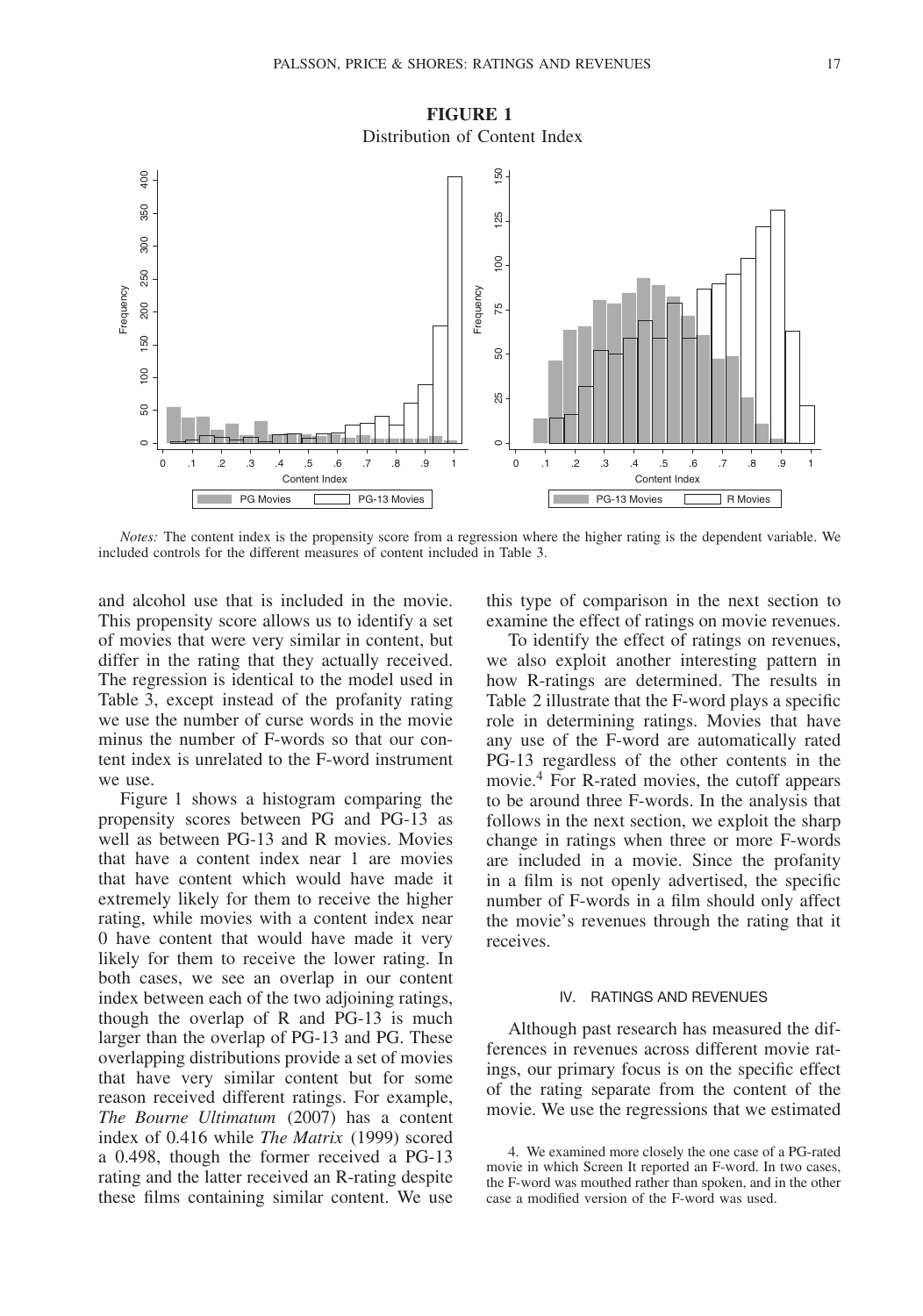**FIGURE 1**
Distribution of Content Index

*Notes:* The content index is the propensity score from a regression where the higher rating is the dependent variable. We included controls for the different measures of content included in Table 3.

and alcohol use that is included in the movie. This propensity score allows us to identify a set of movies that were very similar in content, but differ in the rating that they actually received. The regression is identical to the model used in Table 3, except instead of the profanity rating we use the number of curse words in the movie minus the number of F-words so that our content index is unrelated to the F-word instrument we use.

Figure 1 shows a histogram comparing the propensity scores between PG and PG-13 as well as between PG-13 and R movies. Movies that have a content index near 1 are movies that have content which would have made it extremely likely for them to receive the higher rating, while movies with a content index near 0 have content that would have made it very likely for them to receive the lower rating. In both cases, we see an overlap in our content index between each of the two adjoining ratings, though the overlap of R and PG-13 is much larger than the overlap of PG-13 and PG. These overlapping distributions provide a set of movies that have very similar content but for some reason received different ratings. For example, *The Bourne Ultimatum* (2007) has a content index of 0.416 while *The Matrix* (1999) scored a 0.498, though the former received a PG-13 rating and the latter received an R-rating despite these films containing similar content. We use this type of comparison in the next section to examine the effect of ratings on movie revenues.

To identify the effect of ratings on revenues, we also exploit another interesting pattern in how R-ratings are determined. The results in Table 2 illustrate that the F-word plays a specific role in determining ratings. Movies that have any use of the F-word are automatically rated PG-13 regardless of the other contents in the movie.[4] For R-rated movies, the cutoff appears to be around three F-words. In the analysis that follows in the next section, we exploit the sharp change in ratings when three or more F-words are included in a movie. Since the profanity in a film is not openly advertised, the specific number of F-words in a film should only affect the movie's revenues through the rating that it receives.

## IV. RATINGS AND REVENUES

Although past research has measured the differences in revenues across different movie ratings, our primary focus is on the specific effect of the rating separate from the content of the movie. We use the regressions that we estimated

4. We examined more closely the one case of a PG-rated movie in which Screen It reported an F-word. In two cases, the F-word was mouthed rather than spoken, and in the other case a modified version of the F-word was used.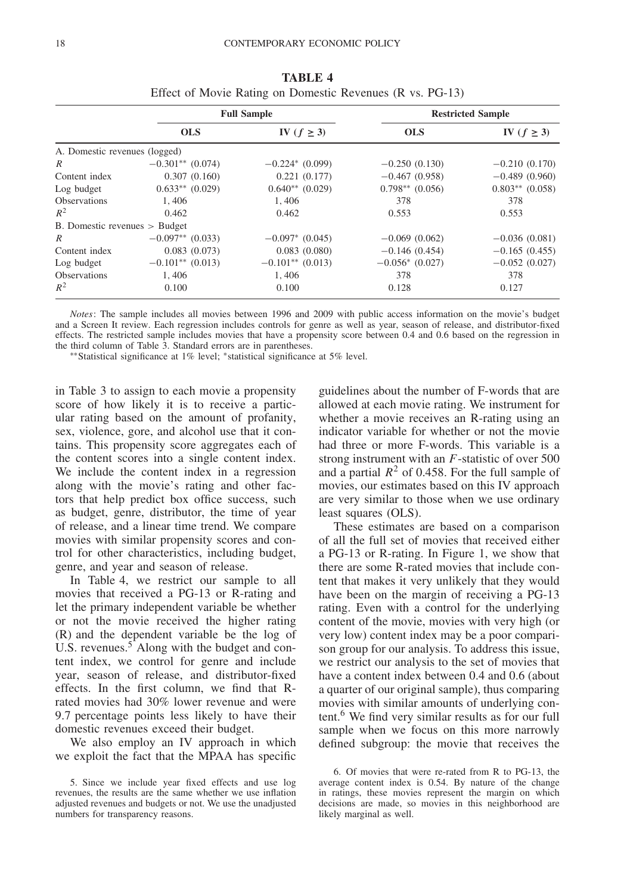**TABLE 4**

Effect of Movie Rating on Domestic Revenues (R vs. PG-13)

| | **Full Sample** | | **Restricted Sample** | |
|---|---|---|---|---|
| | **OLS** | **IV ($f \geq 3$)** | **OLS** | **IV ($f \geq 3$)** |
| A. Domestic revenues (logged) | | | | |
| $R$ | −0.301** (0.074) | −0.224* (0.099) | −0.250 (0.130) | −0.210 (0.170) |
| Content index | 0.307 (0.160) | 0.221 (0.177) | −0.467 (0.958) | −0.489 (0.960) |
| Log budget | 0.633** (0.029) | 0.640** (0.029) | 0.798** (0.056) | 0.803** (0.058) |
| Observations | 1,406 | 1,406 | 378 | 378 |
| $R^2$ | 0.462 | 0.462 | 0.553 | 0.553 |
| B. Domestic revenues > Budget | | | | |
| $R$ | −0.097** (0.033) | −0.097* (0.045) | −0.069 (0.062) | −0.036 (0.081) |
| Content index | 0.083 (0.073) | 0.083 (0.080) | −0.146 (0.454) | −0.165 (0.455) |
| Log budget | −0.101** (0.013) | −0.101** (0.013) | −0.056* (0.027) | −0.052 (0.027) |
| Observations | 1,406 | 1,406 | 378 | 378 |
| $R^2$ | 0.100 | 0.100 | 0.128 | 0.127 |

*Notes*: The sample includes all movies between 1996 and 2009 with public access information on the movie's budget and a Screen It review. Each regression includes controls for genre as well as year, season of release, and distributor-fixed effects. The restricted sample includes movies that have a propensity score between 0.4 and 0.6 based on the regression in the third column of Table 3. Standard errors are in parentheses.

**Statistical significance at 1% level; *statistical significance at 5% level.

in Table 3 to assign to each movie a propensity score of how likely it is to receive a particular rating based on the amount of profanity, sex, violence, gore, and alcohol use that it contains. This propensity score aggregates each of the content scores into a single content index. We include the content index in a regression along with the movie's rating and other factors that help predict box office success, such as budget, genre, distributor, the time of year of release, and a linear time trend. We compare movies with similar propensity scores and control for other characteristics, including budget, genre, and year and season of release.

In Table 4, we restrict our sample to all movies that received a PG-13 or R-rating and let the primary independent variable be whether or not the movie received the higher rating (R) and the dependent variable be the log of U.S. revenues.[5] Along with the budget and content index, we control for genre and include year, season of release, and distributor-fixed effects. In the first column, we find that R-rated movies had 30% lower revenue and were 9.7 percentage points less likely to have their domestic revenues exceed their budget.

We also employ an IV approach in which we exploit the fact that the MPAA has specific guidelines about the number of F-words that are allowed at each movie rating. We instrument for whether a movie receives an R-rating using an indicator variable for whether or not the movie had three or more F-words. This variable is a strong instrument with an $F$-statistic of over 500 and a partial $R^2$ of 0.458. For the full sample of movies, our estimates based on this IV approach are very similar to those when we use ordinary least squares (OLS).

These estimates are based on a comparison of all the full set of movies that received either a PG-13 or R-rating. In Figure 1, we show that there are some R-rated movies that include content that makes it very unlikely that they would have been on the margin of receiving a PG-13 rating. Even with a control for the underlying content of the movie, movies with very high (or very low) content index may be a poor comparison group for our analysis. To address this issue, we restrict our analysis to the set of movies that have a content index between 0.4 and 0.6 (about a quarter of our original sample), thus comparing movies with similar amounts of underlying content.[6] We find very similar results as for our full sample when we focus on this more narrowly defined subgroup: the movie that receives the

5. Since we include year fixed effects and use log revenues, the results are the same whether we use inflation adjusted revenues and budgets or not. We use the unadjusted numbers for transparency reasons.

6. Of movies that were re-rated from R to PG-13, the average content index is 0.54. By nature of the change in ratings, these movies represent the margin on which decisions are made, so movies in this neighborhood are likely marginal as well.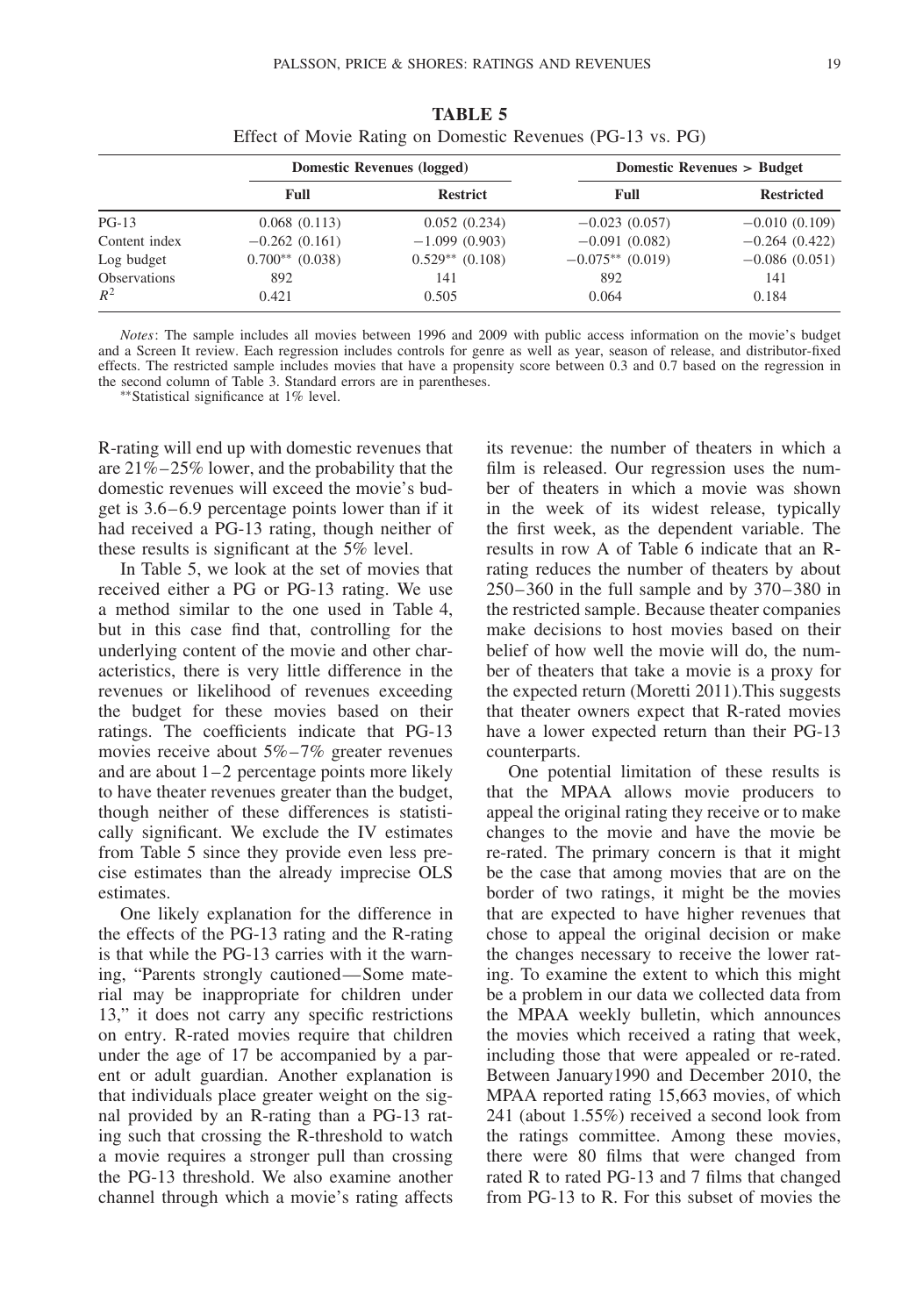**TABLE 5**
Effect of Movie Rating on Domestic Revenues (PG-13 vs. PG)

| | Domestic Revenues (logged) | | Domestic Revenues > Budget | |
|---|---|---|---|---|
| | **Full** | **Restrict** | **Full** | **Restricted** |
| PG-13 | 0.068 (0.113) | 0.052 (0.234) | −0.023 (0.057) | −0.010 (0.109) |
| Content index | −0.262 (0.161) | −1.099 (0.903) | −0.091 (0.082) | −0.264 (0.422) |
| Log budget | 0.700** (0.038) | 0.529** (0.108) | −0.075** (0.019) | −0.086 (0.051) |
| Observations | 892 | 141 | 892 | 141 |
| $R^2$ | 0.421 | 0.505 | 0.064 | 0.184 |

*Notes*: The sample includes all movies between 1996 and 2009 with public access information on the movie's budget and a Screen It review. Each regression includes controls for genre as well as year, season of release, and distributor-fixed effects. The restricted sample includes movies that have a propensity score between 0.3 and 0.7 based on the regression in the second column of Table 3. Standard errors are in parentheses.

**Statistical significance at 1% level.

R-rating will end up with domestic revenues that are 21%–25% lower, and the probability that the domestic revenues will exceed the movie's budget is 3.6–6.9 percentage points lower than if it had received a PG-13 rating, though neither of these results is significant at the 5% level.

In Table 5, we look at the set of movies that received either a PG or PG-13 rating. We use a method similar to the one used in Table 4, but in this case find that, controlling for the underlying content of the movie and other characteristics, there is very little difference in the revenues or likelihood of revenues exceeding the budget for these movies based on their ratings. The coefficients indicate that PG-13 movies receive about 5%–7% greater revenues and are about 1–2 percentage points more likely to have theater revenues greater than the budget, though neither of these differences is statistically significant. We exclude the IV estimates from Table 5 since they provide even less precise estimates than the already imprecise OLS estimates.

One likely explanation for the difference in the effects of the PG-13 rating and the R-rating is that while the PG-13 carries with it the warning, "Parents strongly cautioned—Some material may be inappropriate for children under 13," it does not carry any specific restrictions on entry. R-rated movies require that children under the age of 17 be accompanied by a parent or adult guardian. Another explanation is that individuals place greater weight on the signal provided by an R-rating than a PG-13 rating such that crossing the R-threshold to watch a movie requires a stronger pull than crossing the PG-13 threshold. We also examine another channel through which a movie's rating affects its revenue: the number of theaters in which a film is released. Our regression uses the number of theaters in which a movie was shown in the week of its widest release, typically the first week, as the dependent variable. The results in row A of Table 6 indicate that an R-rating reduces the number of theaters by about 250–360 in the full sample and by 370–380 in the restricted sample. Because theater companies make decisions to host movies based on their belief of how well the movie will do, the number of theaters that take a movie is a proxy for the expected return (Moretti 2011).This suggests that theater owners expect that R-rated movies have a lower expected return than their PG-13 counterparts.

One potential limitation of these results is that the MPAA allows movie producers to appeal the original rating they receive or to make changes to the movie and have the movie be re-rated. The primary concern is that it might be the case that among movies that are on the border of two ratings, it might be the movies that are expected to have higher revenues that chose to appeal the original decision or make the changes necessary to receive the lower rating. To examine the extent to which this might be a problem in our data we collected data from the MPAA weekly bulletin, which announces the movies which received a rating that week, including those that were appealed or re-rated. Between January1990 and December 2010, the MPAA reported rating 15,663 movies, of which 241 (about 1.55%) received a second look from the ratings committee. Among these movies, there were 80 films that were changed from rated R to rated PG-13 and 7 films that changed from PG-13 to R. For this subset of movies the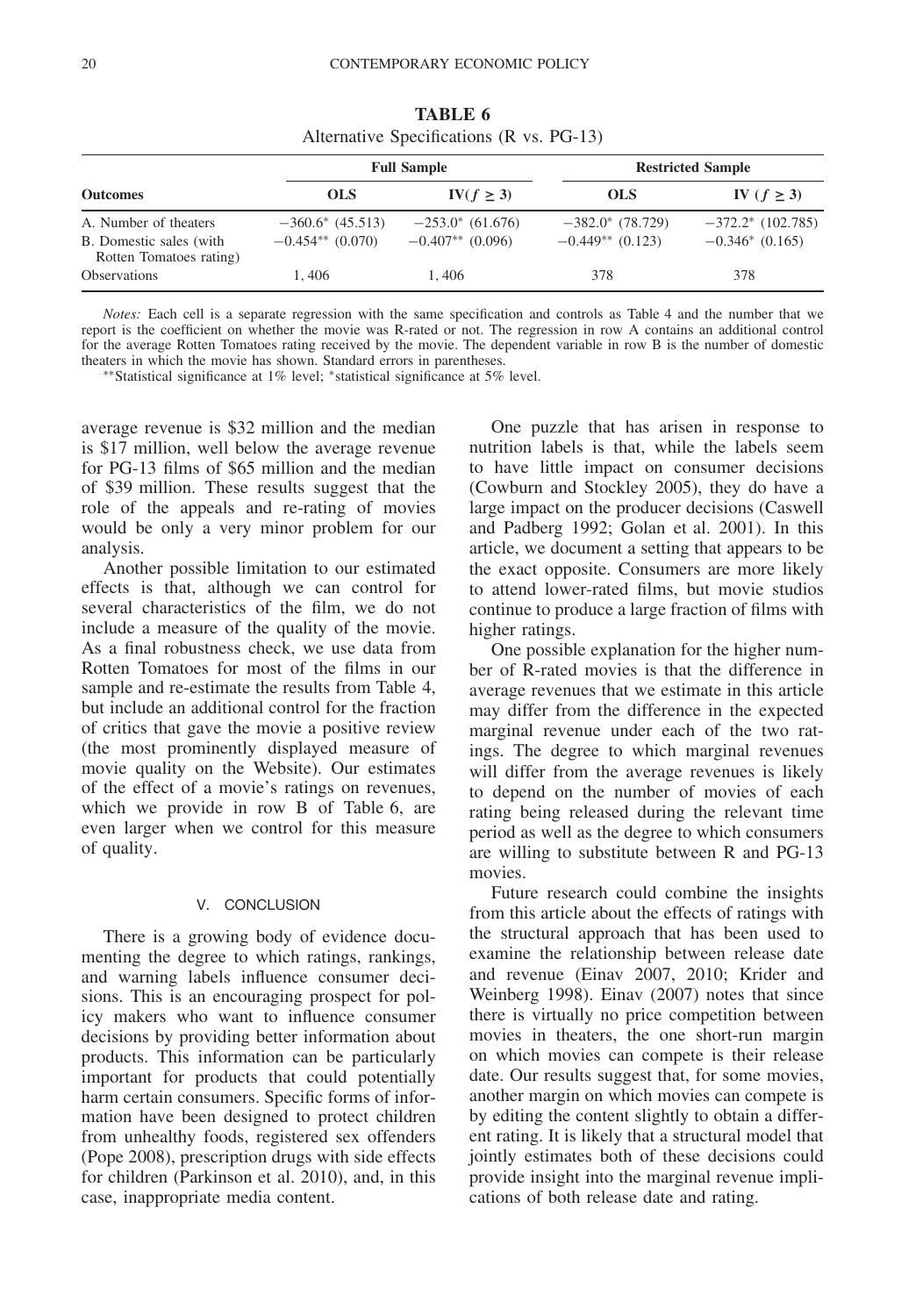**TABLE 6**
Alternative Specifications (R vs. PG-13)

| Outcomes | Full Sample | | Restricted Sample | |
|---|---|---|---|---|
| | OLS | IV($f \geq 3$) | OLS | IV ($f \geq 3$) |
| A. Number of theaters | −360.6* (45.513) | −253.0* (61.676) | −382.0* (78.729) | −372.2* (102.785) |
| B. Domestic sales (with Rotten Tomatoes rating) | −0.454** (0.070) | −0.407** (0.096) | −0.449** (0.123) | −0.346* (0.165) |
| Observations | 1, 406 | 1, 406 | 378 | 378 |

*Notes:* Each cell is a separate regression with the same specification and controls as Table 4 and the number that we report is the coefficient on whether the movie was R-rated or not. The regression in row A contains an additional control for the average Rotten Tomatoes rating received by the movie. The dependent variable in row B is the number of domestic theaters in which the movie has shown. Standard errors in parentheses.

**Statistical significance at 1% level; *statistical significance at 5% level.

average revenue is \$32 million and the median is \$17 million, well below the average revenue for PG-13 films of \$65 million and the median of \$39 million. These results suggest that the role of the appeals and re-rating of movies would be only a very minor problem for our analysis.

Another possible limitation to our estimated effects is that, although we can control for several characteristics of the film, we do not include a measure of the quality of the movie. As a final robustness check, we use data from Rotten Tomatoes for most of the films in our sample and re-estimate the results from Table 4, but include an additional control for the fraction of critics that gave the movie a positive review (the most prominently displayed measure of movie quality on the Website). Our estimates of the effect of a movie's ratings on revenues, which we provide in row B of Table 6, are even larger when we control for this measure of quality.

## V. CONCLUSION

There is a growing body of evidence documenting the degree to which ratings, rankings, and warning labels influence consumer decisions. This is an encouraging prospect for policy makers who want to influence consumer decisions by providing better information about products. This information can be particularly important for products that could potentially harm certain consumers. Specific forms of information have been designed to protect children from unhealthy foods, registered sex offenders (Pope 2008), prescription drugs with side effects for children (Parkinson et al. 2010), and, in this case, inappropriate media content.

One puzzle that has arisen in response to nutrition labels is that, while the labels seem to have little impact on consumer decisions (Cowburn and Stockley 2005), they do have a large impact on the producer decisions (Caswell and Padberg 1992; Golan et al. 2001). In this article, we document a setting that appears to be the exact opposite. Consumers are more likely to attend lower-rated films, but movie studios continue to produce a large fraction of films with higher ratings.

One possible explanation for the higher number of R-rated movies is that the difference in average revenues that we estimate in this article may differ from the difference in the expected marginal revenue under each of the two ratings. The degree to which marginal revenues will differ from the average revenues is likely to depend on the number of movies of each rating being released during the relevant time period as well as the degree to which consumers are willing to substitute between R and PG-13 movies.

Future research could combine the insights from this article about the effects of ratings with the structural approach that has been used to examine the relationship between release date and revenue (Einav 2007, 2010; Krider and Weinberg 1998). Einav (2007) notes that since there is virtually no price competition between movies in theaters, the one short-run margin on which movies can compete is their release date. Our results suggest that, for some movies, another margin on which movies can compete is by editing the content slightly to obtain a different rating. It is likely that a structural model that jointly estimates both of these decisions could provide insight into the marginal revenue implications of both release date and rating.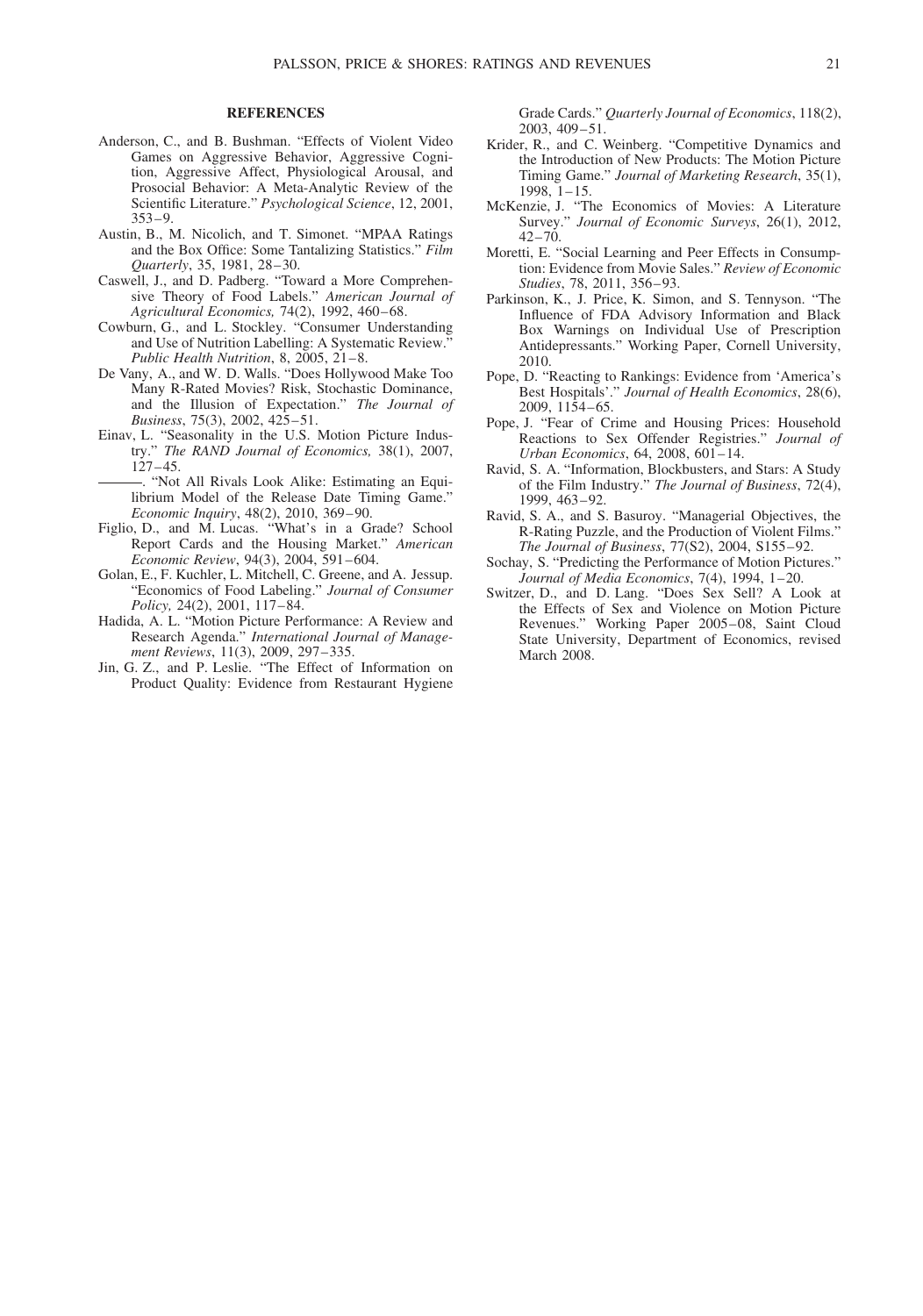## REFERENCES

Anderson, C., and B. Bushman. "Effects of Violent Video Games on Aggressive Behavior, Aggressive Cognition, Aggressive Affect, Physiological Arousal, and Prosocial Behavior: A Meta-Analytic Review of the Scientific Literature." *Psychological Science*, 12, 2001, 353–9.

Austin, B., M. Nicolich, and T. Simonet. "MPAA Ratings and the Box Office: Some Tantalizing Statistics." *Film Quarterly*, 35, 1981, 28–30.

Caswell, J., and D. Padberg. "Toward a More Comprehensive Theory of Food Labels." *American Journal of Agricultural Economics,* 74(2), 1992, 460–68.

Cowburn, G., and L. Stockley. "Consumer Understanding and Use of Nutrition Labelling: A Systematic Review." *Public Health Nutrition*, 8, 2005, 21–8.

De Vany, A., and W. D. Walls. "Does Hollywood Make Too Many R-Rated Movies? Risk, Stochastic Dominance, and the Illusion of Expectation." *The Journal of Business*, 75(3), 2002, 425–51.

Einav, L. "Seasonality in the U.S. Motion Picture Industry." *The RAND Journal of Economics,* 38(1), 2007, 127–45.

———. "Not All Rivals Look Alike: Estimating an Equilibrium Model of the Release Date Timing Game." *Economic Inquiry*, 48(2), 2010, 369–90.

Figlio, D., and M. Lucas. "What's in a Grade? School Report Cards and the Housing Market." *American Economic Review*, 94(3), 2004, 591–604.

Golan, E., F. Kuchler, L. Mitchell, C. Greene, and A. Jessup. "Economics of Food Labeling." *Journal of Consumer Policy,* 24(2), 2001, 117–84.

Hadida, A. L. "Motion Picture Performance: A Review and Research Agenda." *International Journal of Management Reviews*, 11(3), 2009, 297–335.

Jin, G. Z., and P. Leslie. "The Effect of Information on Product Quality: Evidence from Restaurant Hygiene Grade Cards." *Quarterly Journal of Economics*, 118(2), 2003, 409–51.

Krider, R., and C. Weinberg. "Competitive Dynamics and the Introduction of New Products: The Motion Picture Timing Game." *Journal of Marketing Research*, 35(1), 1998, 1–15.

McKenzie, J. "The Economics of Movies: A Literature Survey." *Journal of Economic Surveys*, 26(1), 2012, 42–70.

Moretti, E. "Social Learning and Peer Effects in Consumption: Evidence from Movie Sales." *Review of Economic Studies*, 78, 2011, 356–93.

Parkinson, K., J. Price, K. Simon, and S. Tennyson. "The Influence of FDA Advisory Information and Black Box Warnings on Individual Use of Prescription Antidepressants." Working Paper, Cornell University, 2010.

Pope, D. "Reacting to Rankings: Evidence from 'America's Best Hospitals'." *Journal of Health Economics*, 28(6), 2009, 1154–65.

Pope, J. "Fear of Crime and Housing Prices: Household Reactions to Sex Offender Registries." *Journal of Urban Economics*, 64, 2008, 601–14.

Ravid, S. A. "Information, Blockbusters, and Stars: A Study of the Film Industry." *The Journal of Business*, 72(4), 1999, 463–92.

Ravid, S. A., and S. Basuroy. "Managerial Objectives, the R-Rating Puzzle, and the Production of Violent Films." *The Journal of Business*, 77(S2), 2004, S155–92.

Sochay, S. "Predicting the Performance of Motion Pictures." *Journal of Media Economics*, 7(4), 1994, 1–20.

Switzer, D., and D. Lang. "Does Sex Sell? A Look at the Effects of Sex and Violence on Motion Picture Revenues." Working Paper 2005–08, Saint Cloud State University, Department of Economics, revised March 2008.